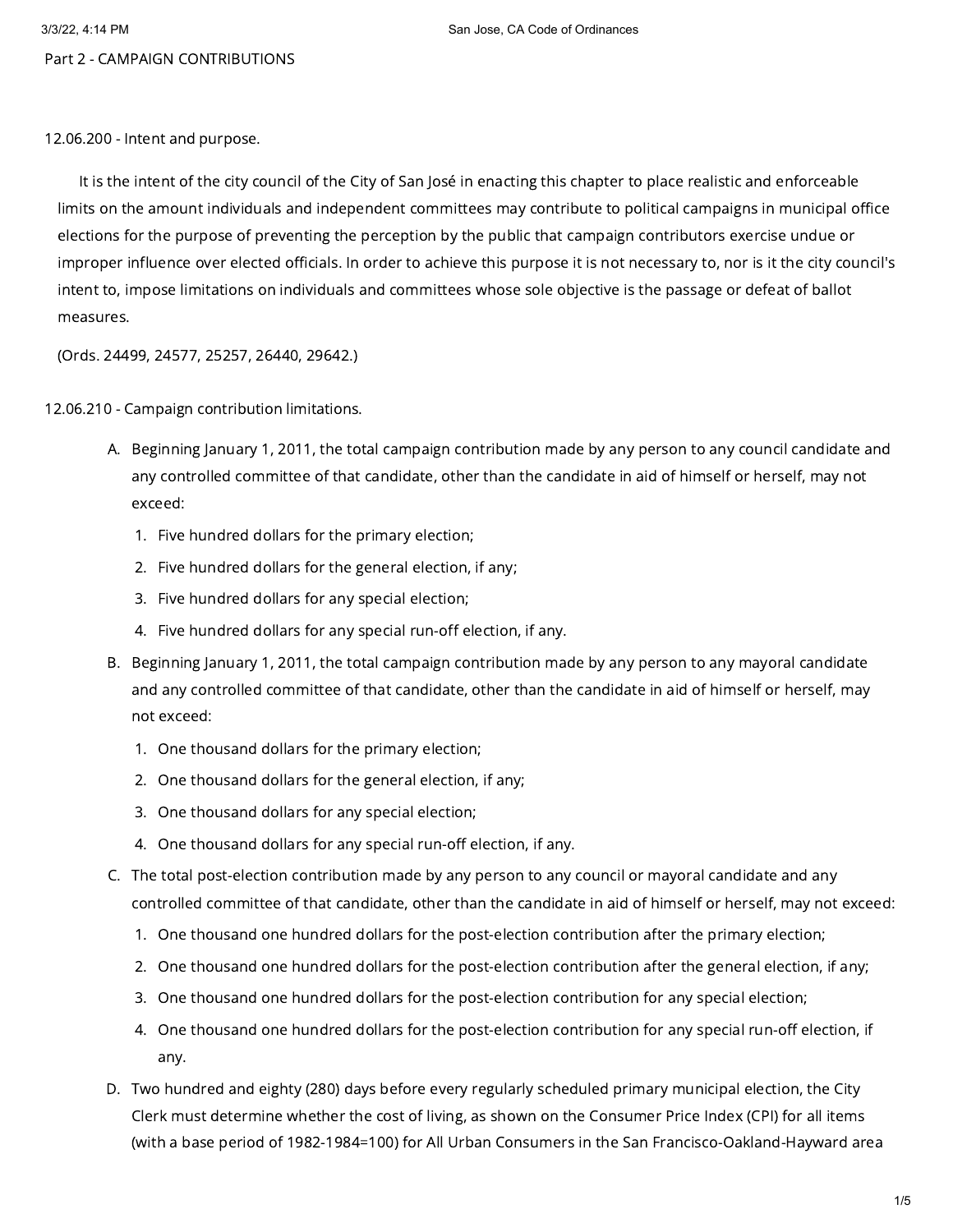## Part 2 - CAMPAIGN CONTRIBUTIONS

### 12.06.200 - Intent and purpose.

It is the intent of the city council of the City of San José in enacting this chapter to place realistic and enforceable limits on the amount individuals and independent committees may contribute to political campaigns in municipal office elections for the purpose of preventing the perception by the public that campaign contributors exercise undue or improper influence over elected officials. In order to achieve this purpose it is not necessary to, nor is it the city council's intent to, impose limitations on individuals and committees whose sole objective is the passage or defeat of ballot measures.

(Ords. 24499, 24577, 25257, 26440, 29642.)

### 12.06.210 - Campaign contribution limitations.

A. Beginning January 1, 2011, the total campaign contribution made by any person to any council candidate and any controlled committee of that candidate, other than the candidate in aid of himself or herself, may not exceed:

   1. Five hundred dollars for the primary election;
   2. Five hundred dollars for the general election, if any;
   3. Five hundred dollars for any special election;
   4. Five hundred dollars for any special run-off election, if any.

B. Beginning January 1, 2011, the total campaign contribution made by any person to any mayoral candidate and any controlled committee of that candidate, other than the candidate in aid of himself or herself, may not exceed:

   1. One thousand dollars for the primary election;
   2. One thousand dollars for the general election, if any;
   3. One thousand dollars for any special election;
   4. One thousand dollars for any special run-off election, if any.

C. The total post-election contribution made by any person to any council or mayoral candidate and any controlled committee of that candidate, other than the candidate in aid of himself or herself, may not exceed:

   1. One thousand one hundred dollars for the post-election contribution after the primary election;
   2. One thousand one hundred dollars for the post-election contribution after the general election, if any;
   3. One thousand one hundred dollars for the post-election contribution for any special election;
   4. One thousand one hundred dollars for the post-election contribution for any special run-off election, if any.

D. Two hundred and eighty (280) days before every regularly scheduled primary municipal election, the City Clerk must determine whether the cost of living, as shown on the Consumer Price Index (CPI) for all items (with a base period of 1982-1984=100) for All Urban Consumers in the San Francisco-Oakland-Hayward area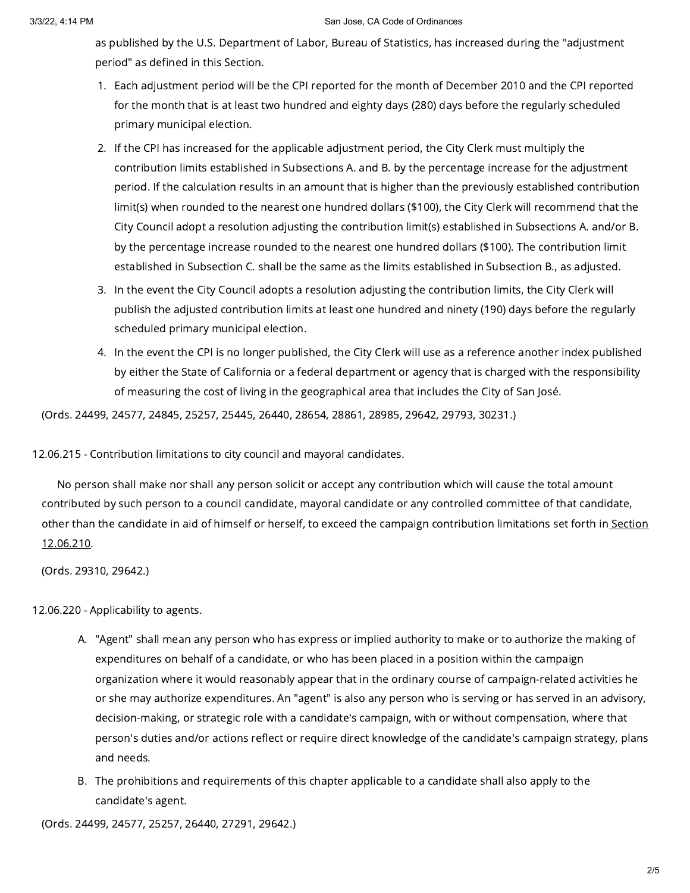as published by the U.S. Department of Labor, Bureau of Statistics, has increased during the "adjustment period" as defined in this Section.

1. Each adjustment period will be the CPI reported for the month of December 2010 and the CPI reported for the month that is at least two hundred and eighty days (280) days before the regularly scheduled primary municipal election.
2. If the CPI has increased for the applicable adjustment period, the City Clerk must multiply the contribution limits established in Subsections A. and B. by the percentage increase for the adjustment period. If the calculation results in an amount that is higher than the previously established contribution limit(s) when rounded to the nearest one hundred dollars ($100), the City Clerk will recommend that the City Council adopt a resolution adjusting the contribution limit(s) established in Subsections A. and/or B. by the percentage increase rounded to the nearest one hundred dollars ($100). The contribution limit established in Subsection C. shall be the same as the limits established in Subsection B., as adjusted.
3. In the event the City Council adopts a resolution adjusting the contribution limits, the City Clerk will publish the adjusted contribution limits at least one hundred and ninety (190) days before the regularly scheduled primary municipal election.
4. In the event the CPI is no longer published, the City Clerk will use as a reference another index published by either the State of California or a federal department or agency that is charged with the responsibility of measuring the cost of living in the geographical area that includes the City of San José.

(Ords. 24499, 24577, 24845, 25257, 25445, 26440, 28654, 28861, 28985, 29642, 29793, 30231.)

## 12.06.215 - Contribution limitations to city council and mayoral candidates.

No person shall make nor shall any person solicit or accept any contribution which will cause the total amount contributed by such person to a council candidate, mayoral candidate or any controlled committee of that candidate, other than the candidate in aid of himself or herself, to exceed the campaign contribution limitations set forth in Section 12.06.210.

(Ords. 29310, 29642.)

## 12.06.220 - Applicability to agents.

A. "Agent" shall mean any person who has express or implied authority to make or to authorize the making of expenditures on behalf of a candidate, or who has been placed in a position within the campaign organization where it would reasonably appear that in the ordinary course of campaign-related activities he or she may authorize expenditures. An "agent" is also any person who is serving or has served in an advisory, decision-making, or strategic role with a candidate's campaign, with or without compensation, where that person's duties and/or actions reflect or require direct knowledge of the candidate's campaign strategy, plans and needs.

B. The prohibitions and requirements of this chapter applicable to a candidate shall also apply to the candidate's agent.

(Ords. 24499, 24577, 25257, 26440, 27291, 29642.)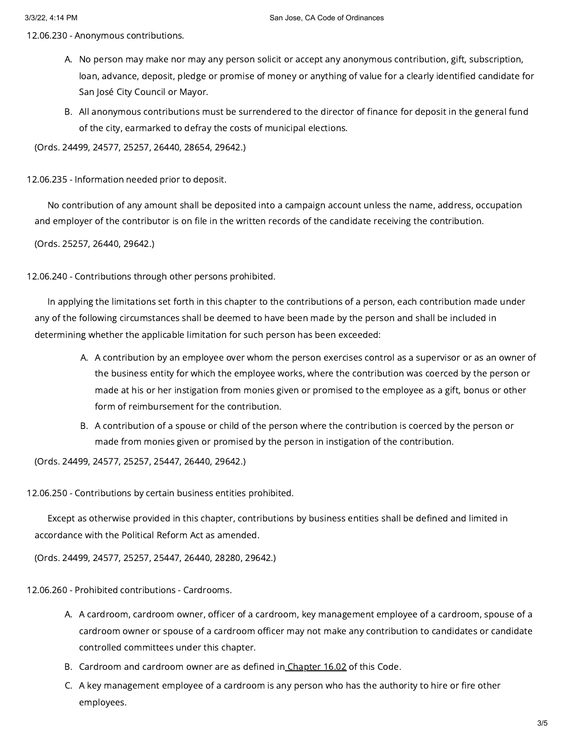12.06.230 - Anonymous contributions.

A. No person may make nor may any person solicit or accept any anonymous contribution, gift, subscription, loan, advance, deposit, pledge or promise of money or anything of value for a clearly identified candidate for San José City Council or Mayor.

B. All anonymous contributions must be surrendered to the director of finance for deposit in the general fund of the city, earmarked to defray the costs of municipal elections.

(Ords. 24499, 24577, 25257, 26440, 28654, 29642.)

12.06.235 - Information needed prior to deposit.

No contribution of any amount shall be deposited into a campaign account unless the name, address, occupation and employer of the contributor is on file in the written records of the candidate receiving the contribution.

(Ords. 25257, 26440, 29642.)

12.06.240 - Contributions through other persons prohibited.

In applying the limitations set forth in this chapter to the contributions of a person, each contribution made under any of the following circumstances shall be deemed to have been made by the person and shall be included in determining whether the applicable limitation for such person has been exceeded:

A. A contribution by an employee over whom the person exercises control as a supervisor or as an owner of the business entity for which the employee works, where the contribution was coerced by the person or made at his or her instigation from monies given or promised to the employee as a gift, bonus or other form of reimbursement for the contribution.

B. A contribution of a spouse or child of the person where the contribution is coerced by the person or made from monies given or promised by the person in instigation of the contribution.

(Ords. 24499, 24577, 25257, 25447, 26440, 29642.)

12.06.250 - Contributions by certain business entities prohibited.

Except as otherwise provided in this chapter, contributions by business entities shall be defined and limited in accordance with the Political Reform Act as amended.

(Ords. 24499, 24577, 25257, 25447, 26440, 28280, 29642.)

12.06.260 - Prohibited contributions - Cardrooms.

A. A cardroom, cardroom owner, officer of a cardroom, key management employee of a cardroom, spouse of a cardroom owner or spouse of a cardroom officer may not make any contribution to candidates or candidate controlled committees under this chapter.

B. Cardroom and cardroom owner are as defined in Chapter 16.02 of this Code.

C. A key management employee of a cardroom is any person who has the authority to hire or fire other employees.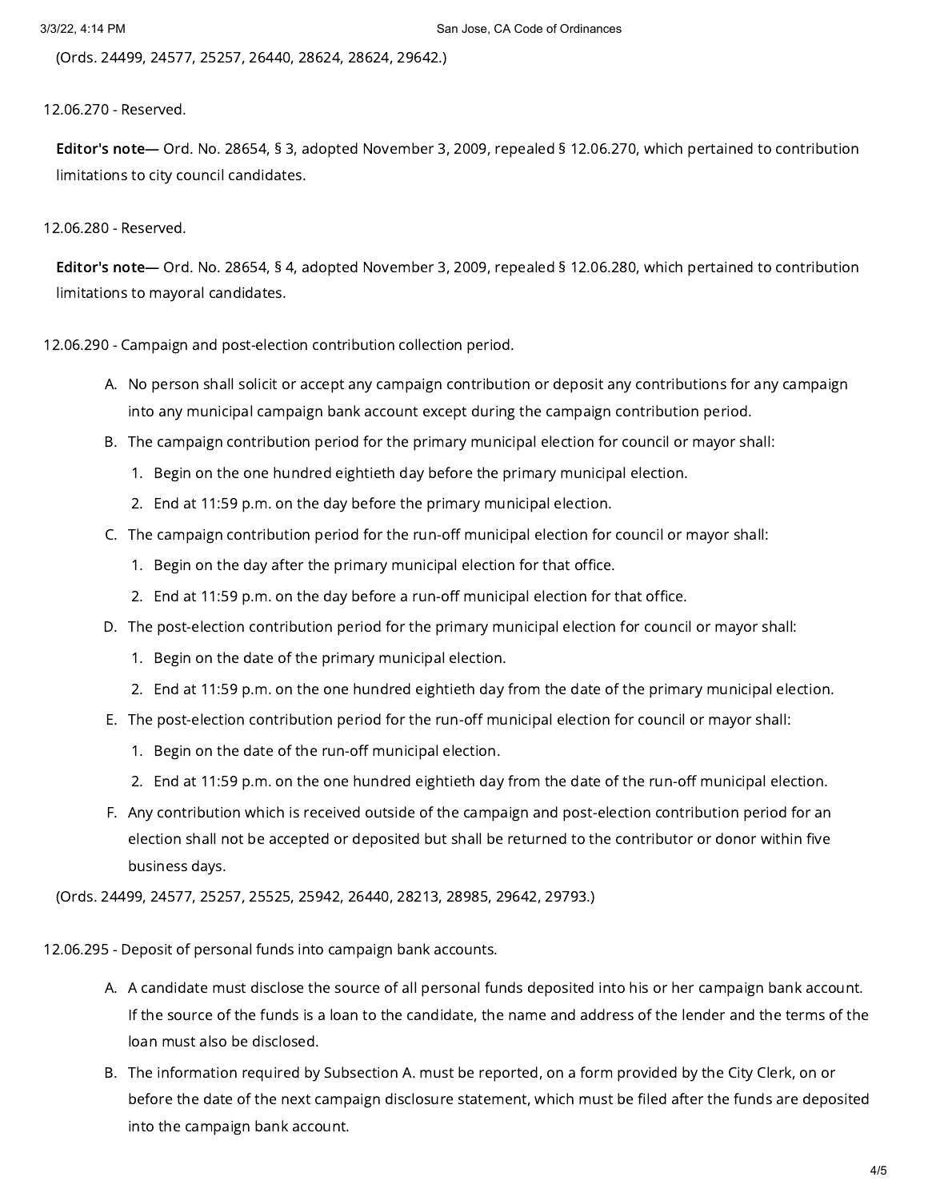(Ords. 24499, 24577, 25257, 26440, 28624, 28624, 29642.)

### 12.06.270 - Reserved.

**Editor's note**— Ord. No. 28654, § 3, adopted November 3, 2009, repealed § 12.06.270, which pertained to contribution limitations to city council candidates.

### 12.06.280 - Reserved.

**Editor's note**— Ord. No. 28654, § 4, adopted November 3, 2009, repealed § 12.06.280, which pertained to contribution limitations to mayoral candidates.

### 12.06.290 - Campaign and post-election contribution collection period.

A. No person shall solicit or accept any campaign contribution or deposit any contributions for any campaign into any municipal campaign bank account except during the campaign contribution period.

B. The campaign contribution period for the primary municipal election for council or mayor shall:
   1. Begin on the one hundred eightieth day before the primary municipal election.
   2. End at 11:59 p.m. on the day before the primary municipal election.

C. The campaign contribution period for the run-off municipal election for council or mayor shall:
   1. Begin on the day after the primary municipal election for that office.
   2. End at 11:59 p.m. on the day before a run-off municipal election for that office.

D. The post-election contribution period for the primary municipal election for council or mayor shall:
   1. Begin on the date of the primary municipal election.
   2. End at 11:59 p.m. on the one hundred eightieth day from the date of the primary municipal election.

E. The post-election contribution period for the run-off municipal election for council or mayor shall:
   1. Begin on the date of the run-off municipal election.
   2. End at 11:59 p.m. on the one hundred eightieth day from the date of the run-off municipal election.

F. Any contribution which is received outside of the campaign and post-election contribution period for an election shall not be accepted or deposited but shall be returned to the contributor or donor within five business days.

(Ords. 24499, 24577, 25257, 25525, 25942, 26440, 28213, 28985, 29642, 29793.)

### 12.06.295 - Deposit of personal funds into campaign bank accounts.

A. A candidate must disclose the source of all personal funds deposited into his or her campaign bank account. If the source of the funds is a loan to the candidate, the name and address of the lender and the terms of the loan must also be disclosed.

B. The information required by Subsection A. must be reported, on a form provided by the City Clerk, on or before the date of the next campaign disclosure statement, which must be filed after the funds are deposited into the campaign bank account.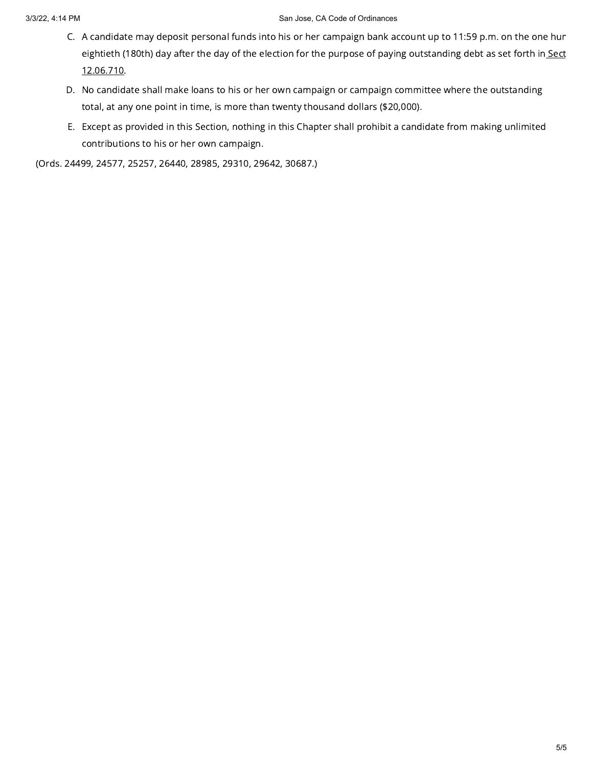C. A candidate may deposit personal funds into his or her campaign bank account up to 11:59 p.m. on the one hur eightieth (180th) day after the day of the election for the purpose of paying outstanding debt as set forth in Sect 12.06.710.

D. No candidate shall make loans to his or her own campaign or campaign committee where the outstanding total, at any one point in time, is more than twenty thousand dollars ($20,000).

E. Except as provided in this Section, nothing in this Chapter shall prohibit a candidate from making unlimited contributions to his or her own campaign.

(Ords. 24499, 24577, 25257, 26440, 28985, 29310, 29642, 30687.)